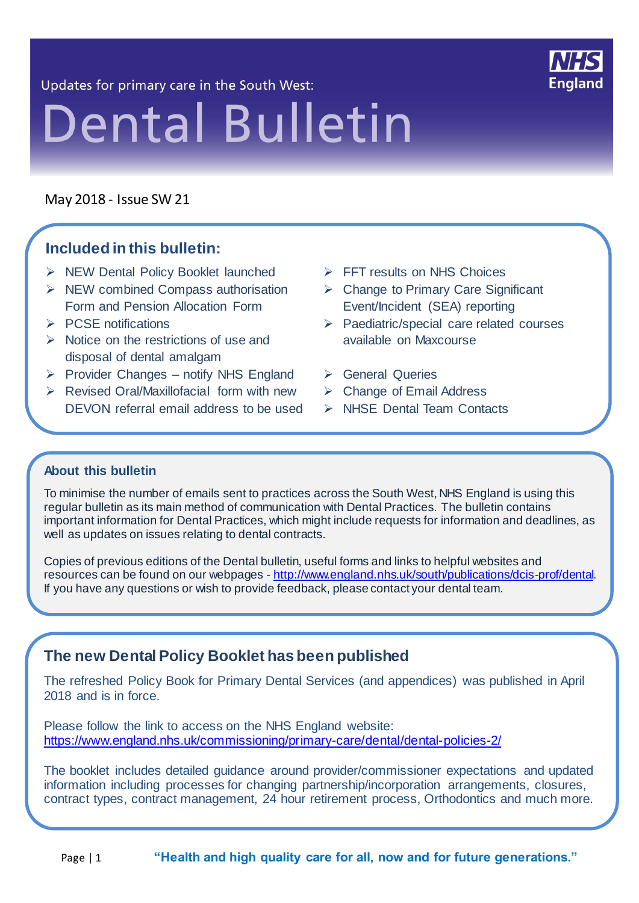Updates for primary care in the South West:

# Dental Bulletin

NHS England

May 2018 - Issue SW 21

## Included in this bulletin:

- NEW Dental Policy Booklet launched
- NEW combined Compass authorisation Form and Pension Allocation Form
- PCSE notifications
- Notice on the restrictions of use and disposal of dental amalgam
- Provider Changes – notify NHS England
- Revised Oral/Maxillofacial form with new DEVON referral email address to be used
- FFT results on NHS Choices
- Change to Primary Care Significant Event/Incident (SEA) reporting
- Paediatric/special care related courses available on Maxcourse
- General Queries
- Change of Email Address
- NHSE Dental Team Contacts

### About this bulletin

To minimise the number of emails sent to practices across the South West, NHS England is using this regular bulletin as its main method of communication with Dental Practices. The bulletin contains important information for Dental Practices, which might include requests for information and deadlines, as well as updates on issues relating to dental contracts.

Copies of previous editions of the Dental bulletin, useful forms and links to helpful websites and resources can be found on our webpages - http://www.england.nhs.uk/south/publications/dcis-prof/dental. If you have any questions or wish to provide feedback, please contact your dental team.

## The new Dental Policy Booklet has been published

The refreshed Policy Book for Primary Dental Services (and appendices) was published in April 2018 and is in force.

Please follow the link to access on the NHS England website:
https://www.england.nhs.uk/commissioning/primary-care/dental/dental-policies-2/

The booklet includes detailed guidance around provider/commissioner expectations and updated information including processes for changing partnership/incorporation arrangements, closures, contract types, contract management, 24 hour retirement process, Orthodontics and much more.

**"Health and high quality care for all, now and for future generations."**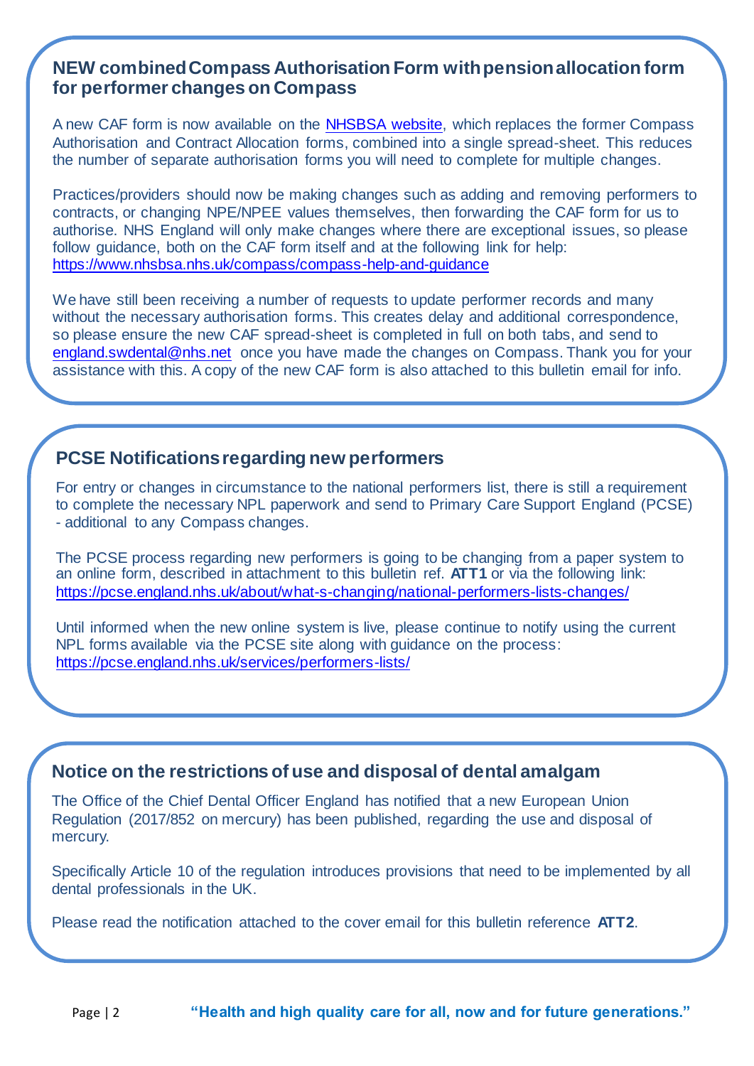## NEW combined Compass Authorisation Form with pension allocation form for performer changes on Compass

A new CAF form is now available on the NHSBSA website, which replaces the former Compass Authorisation and Contract Allocation forms, combined into a single spread-sheet. This reduces the number of separate authorisation forms you will need to complete for multiple changes.

Practices/providers should now be making changes such as adding and removing performers to contracts, or changing NPE/NPEE values themselves, then forwarding the CAF form for us to authorise. NHS England will only make changes where there are exceptional issues, so please follow guidance, both on the CAF form itself and at the following link for help: https://www.nhsbsa.nhs.uk/compass/compass-help-and-guidance

We have still been receiving a number of requests to update performer records and many without the necessary authorisation forms. This creates delay and additional correspondence, so please ensure the new CAF spread-sheet is completed in full on both tabs, and send to england.swdental@nhs.net once you have made the changes on Compass. Thank you for your assistance with this. A copy of the new CAF form is also attached to this bulletin email for info.

## PCSE Notifications regarding new performers

For entry or changes in circumstance to the national performers list, there is still a requirement to complete the necessary NPL paperwork and send to Primary Care Support England (PCSE) - additional to any Compass changes.

The PCSE process regarding new performers is going to be changing from a paper system to an online form, described in attachment to this bulletin ref. **ATT1** or via the following link: https://pcse.england.nhs.uk/about/what-s-changing/national-performers-lists-changes/

Until informed when the new online system is live, please continue to notify using the current NPL forms available via the PCSE site along with guidance on the process: https://pcse.england.nhs.uk/services/performers-lists/

## Notice on the restrictions of use and disposal of dental amalgam

The Office of the Chief Dental Officer England has notified that a new European Union Regulation (2017/852 on mercury) has been published, regarding the use and disposal of mercury.

Specifically Article 10 of the regulation introduces provisions that need to be implemented by all dental professionals in the UK.

Please read the notification attached to the cover email for this bulletin reference **ATT2**.

**"Health and high quality care for all, now and for future generations."**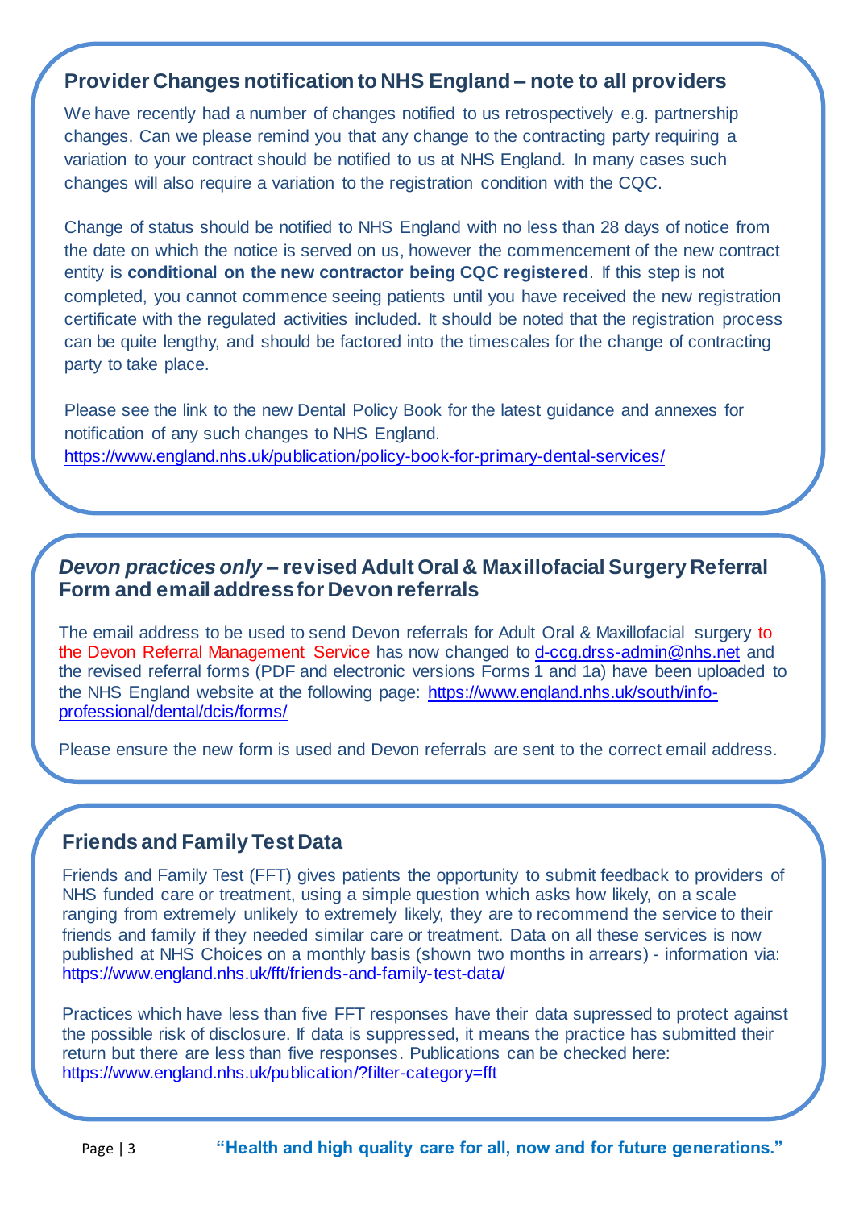## Provider Changes notification to NHS England – note to all providers

We have recently had a number of changes notified to us retrospectively e.g. partnership changes. Can we please remind you that any change to the contracting party requiring a variation to your contract should be notified to us at NHS England. In many cases such changes will also require a variation to the registration condition with the CQC.

Change of status should be notified to NHS England with no less than 28 days of notice from the date on which the notice is served on us, however the commencement of the new contract entity is **conditional on the new contractor being CQC registered**. If this step is not completed, you cannot commence seeing patients until you have received the new registration certificate with the regulated activities included. It should be noted that the registration process can be quite lengthy, and should be factored into the timescales for the change of contracting party to take place.

Please see the link to the new Dental Policy Book for the latest guidance and annexes for notification of any such changes to NHS England.
https://www.england.nhs.uk/publication/policy-book-for-primary-dental-services/

## *Devon practices only* – revised Adult Oral & Maxillofacial Surgery Referral Form and email address for Devon referrals

The email address to be used to send Devon referrals for Adult Oral & Maxillofacial surgery to the Devon Referral Management Service has now changed to d-ccg.drss-admin@nhs.net and the revised referral forms (PDF and electronic versions Forms 1 and 1a) have been uploaded to the NHS England website at the following page: https://www.england.nhs.uk/south/info-professional/dental/dcis/forms/

Please ensure the new form is used and Devon referrals are sent to the correct email address.

## Friends and Family Test Data

Friends and Family Test (FFT) gives patients the opportunity to submit feedback to providers of NHS funded care or treatment, using a simple question which asks how likely, on a scale ranging from extremely unlikely to extremely likely, they are to recommend the service to their friends and family if they needed similar care or treatment. Data on all these services is now published at NHS Choices on a monthly basis (shown two months in arrears) - information via: https://www.england.nhs.uk/fft/friends-and-family-test-data/

Practices which have less than five FFT responses have their data supressed to protect against the possible risk of disclosure. If data is suppressed, it means the practice has submitted their return but there are less than five responses. Publications can be checked here: https://www.england.nhs.uk/publication/?filter-category=fft

**"Health and high quality care for all, now and for future generations."**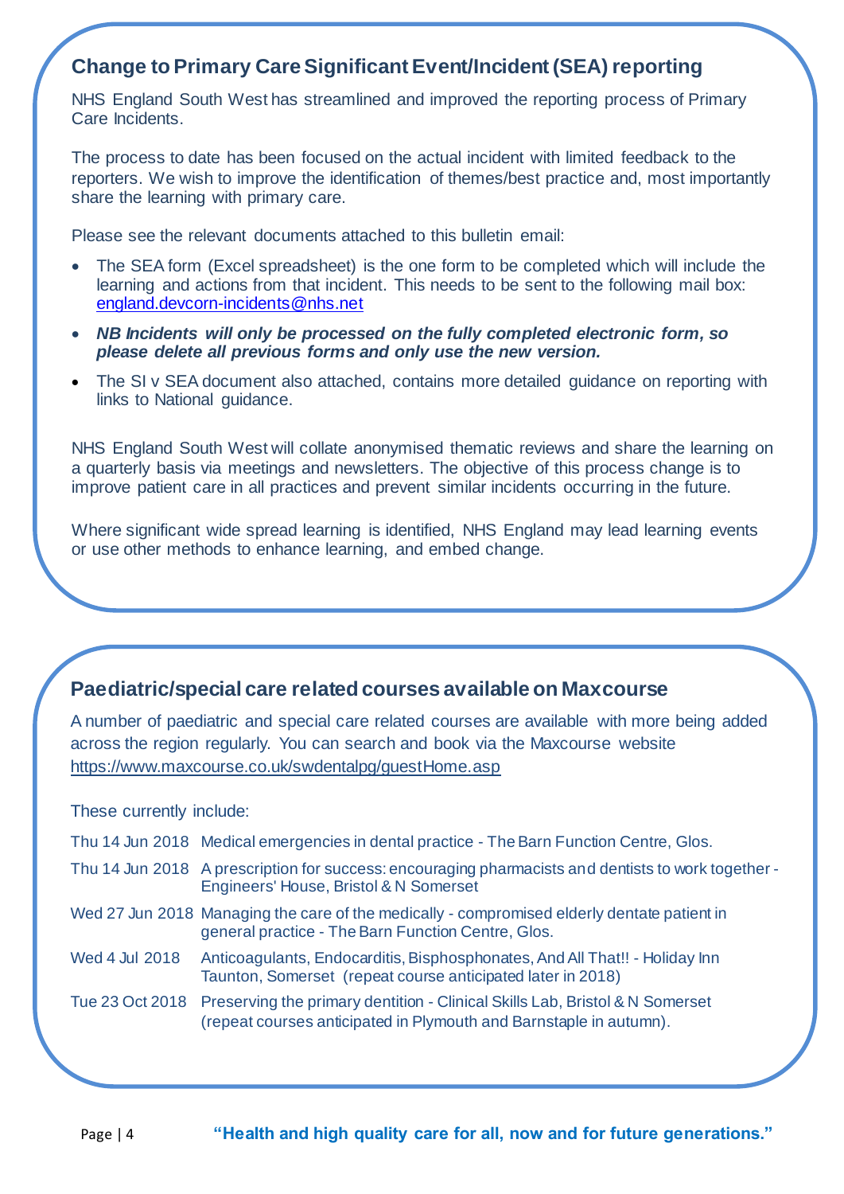## Change to Primary Care Significant Event/Incident (SEA) reporting

NHS England South West has streamlined and improved the reporting process of Primary Care Incidents.

The process to date has been focused on the actual incident with limited feedback to the reporters. We wish to improve the identification of themes/best practice and, most importantly share the learning with primary care.

Please see the relevant documents attached to this bulletin email:

- The SEA form (Excel spreadsheet) is the one form to be completed which will include the learning and actions from that incident. This needs to be sent to the following mail box: england.devcorn-incidents@nhs.net
- ***NB Incidents will only be processed on the fully completed electronic form, so please delete all previous forms and only use the new version.***
- The SI v SEA document also attached, contains more detailed guidance on reporting with links to National guidance.

NHS England South West will collate anonymised thematic reviews and share the learning on a quarterly basis via meetings and newsletters. The objective of this process change is to improve patient care in all practices and prevent similar incidents occurring in the future.

Where significant wide spread learning is identified, NHS England may lead learning events or use other methods to enhance learning, and embed change.

## Paediatric/special care related courses available on Maxcourse

A number of paediatric and special care related courses are available with more being added across the region regularly. You can search and book via the Maxcourse website https://www.maxcourse.co.uk/swdentalpg/guestHome.asp

These currently include:

| | |
|---|---|
| Thu 14 Jun 2018 | Medical emergencies in dental practice - The Barn Function Centre, Glos. |
| Thu 14 Jun 2018 | A prescription for success: encouraging pharmacists and dentists to work together - Engineers' House, Bristol & N Somerset |
| Wed 27 Jun 2018 | Managing the care of the medically - compromised elderly dentate patient in general practice - The Barn Function Centre, Glos. |
| Wed 4 Jul 2018 | Anticoagulants, Endocarditis, Bisphosphonates, And All That!! - Holiday Inn Taunton, Somerset (repeat course anticipated later in 2018) |
| Tue 23 Oct 2018 | Preserving the primary dentition - Clinical Skills Lab, Bristol & N Somerset (repeat courses anticipated in Plymouth and Barnstaple in autumn). |

**"Health and high quality care for all, now and for future generations."**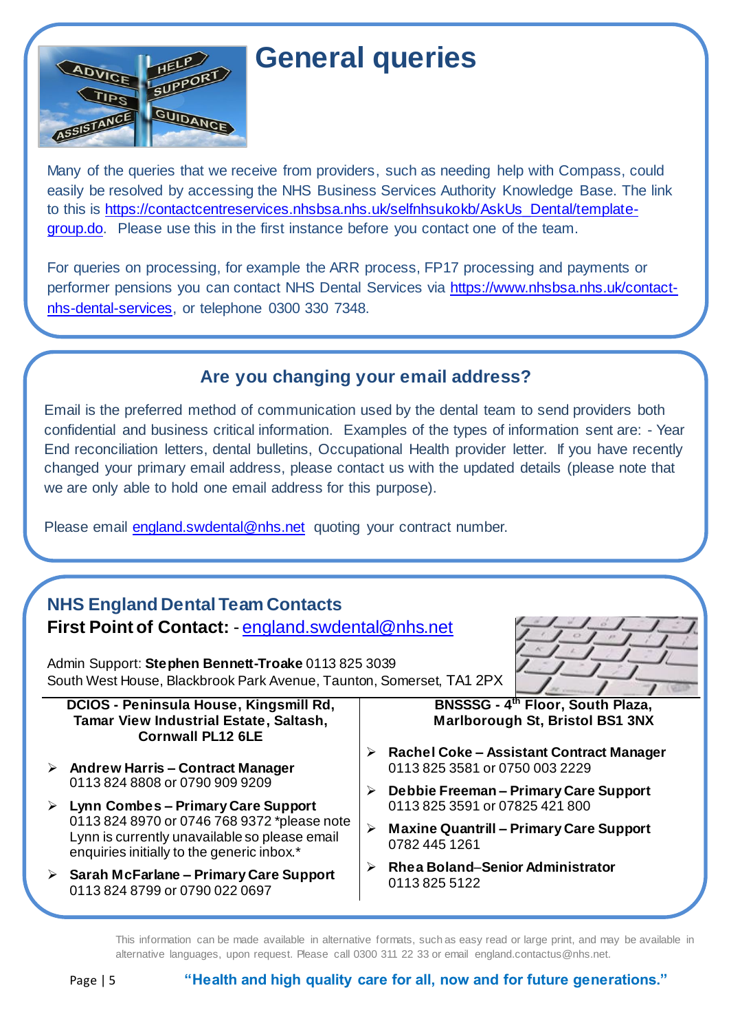## General queries

Many of the queries that we receive from providers, such as needing help with Compass, could easily be resolved by accessing the NHS Business Services Authority Knowledge Base. The link to this is https://contactcentreservices.nhsbsa.nhs.uk/selfnhsukokb/AskUs_Dental/template-group.do. Please use this in the first instance before you contact one of the team.

For queries on processing, for example the ARR process, FP17 processing and payments or performer pensions you can contact NHS Dental Services via https://www.nhsbsa.nhs.uk/contact-nhs-dental-services, or telephone 0300 330 7348.

## Are you changing your email address?

Email is the preferred method of communication used by the dental team to send providers both confidential and business critical information. Examples of the types of information sent are: - Year End reconciliation letters, dental bulletins, Occupational Health provider letter. If you have recently changed your primary email address, please contact us with the updated details (please note that we are only able to hold one email address for this purpose).

Please email england.swdental@nhs.net quoting your contract number.

## NHS England Dental Team Contacts

**First Point of Contact:** - england.swdental@nhs.net

Admin Support: **Stephen Bennett-Troake** 0113 825 3039
South West House, Blackbrook Park Avenue, Taunton, Somerset, TA1 2PX

**DCIOS - Peninsula House, Kingsmill Rd, Tamar View Industrial Estate, Saltash, Cornwall PL12 6LE**

- **Andrew Harris – Contract Manager**
  0113 824 8808 or 0790 909 9209
- **Lynn Combes – Primary Care Support**
  0113 824 8970 or 0746 768 9372 *please note Lynn is currently unavailable so please email enquiries initially to the generic inbox.*
- **Sarah McFarlane – Primary Care Support**
  0113 824 8799 or 0790 022 0697

**BNSSSG - 4th Floor, South Plaza, Marlborough St, Bristol BS1 3NX**

- **Rachel Coke – Assistant Contract Manager**
  0113 825 3581 or 0750 003 2229
- **Debbie Freeman – Primary Care Support**
  0113 825 3591 or 07825 421 800
- **Maxine Quantrill – Primary Care Support**
  0782 445 1261
- **Rhea Boland–Senior Administrator**
  0113 825 5122

This information can be made available in alternative formats, such as easy read or large print, and may be available in alternative languages, upon request. Please call 0300 311 22 33 or email england.contactus@nhs.net.

**"Health and high quality care for all, now and for future generations."**